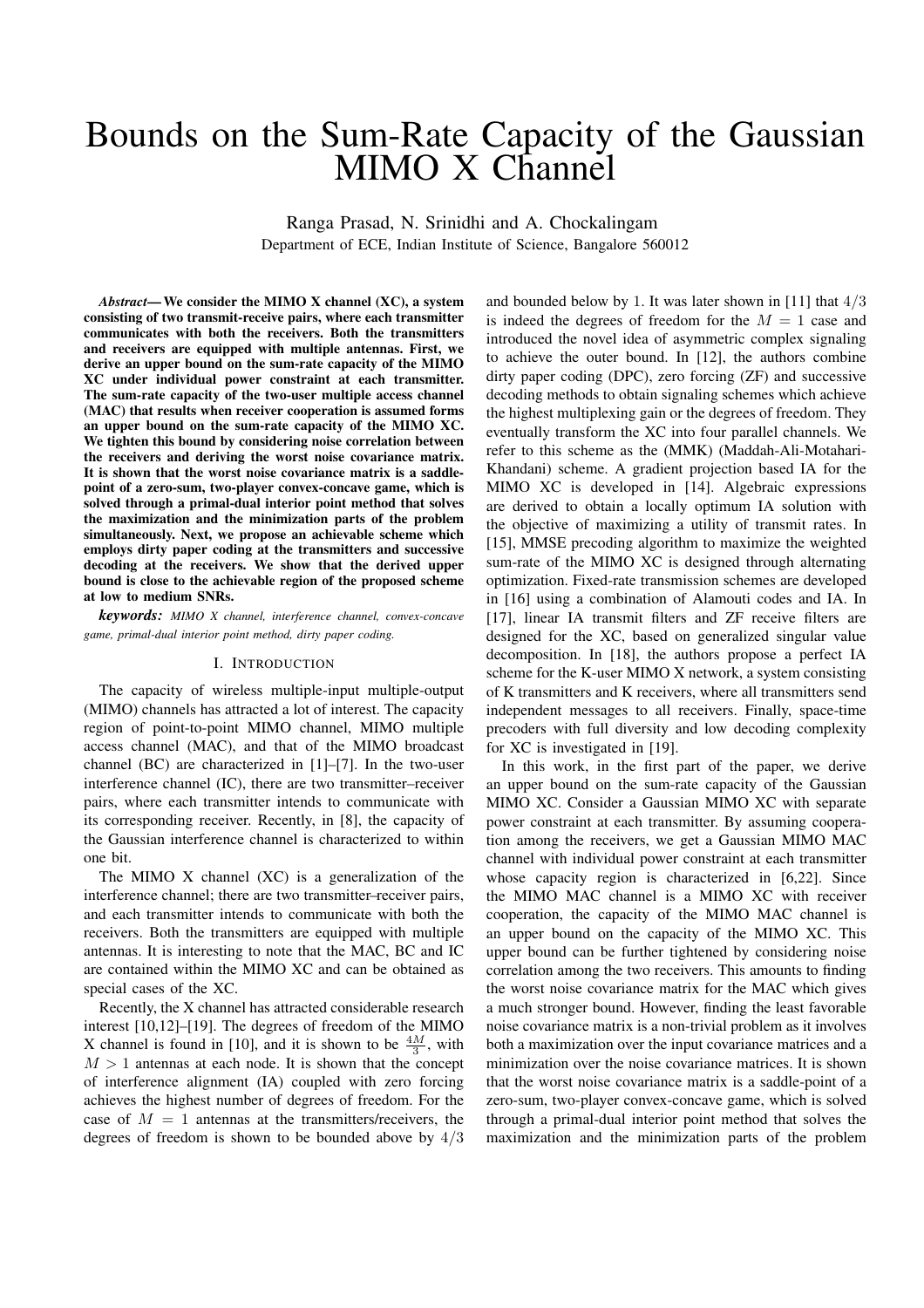# Bounds on the Sum-Rate Capacity of the Gaussian MIMO X Channel

Ranga Prasad, N. Srinidhi and A. Chockalingam
Department of ECE, Indian Institute of Science, Bangalore 560012

***Abstract*— We consider the MIMO X channel (XC), a system consisting of two transmit-receive pairs, where each transmitter communicates with both the receivers. Both the transmitters and receivers are equipped with multiple antennas. First, we derive an upper bound on the sum-rate capacity of the MIMO XC under individual power constraint at each transmitter. The sum-rate capacity of the two-user multiple access channel (MAC) that results when receiver cooperation is assumed forms an upper bound on the sum-rate capacity of the MIMO XC. We tighten this bound by considering noise correlation between the receivers and deriving the worst noise covariance matrix. It is shown that the worst noise covariance matrix is a saddle-point of a zero-sum, two-player convex-concave game, which is solved through a primal-dual interior point method that solves the maximization and the minimization parts of the problem simultaneously. Next, we propose an achievable scheme which employs dirty paper coding at the transmitters and successive decoding at the receivers. We show that the derived upper bound is close to the achievable region of the proposed scheme at low to medium SNRs.**

***keywords:*** *MIMO X channel, interference channel, convex-concave game, primal-dual interior point method, dirty paper coding.*

## I. Introduction

The capacity of wireless multiple-input multiple-output (MIMO) channels has attracted a lot of interest. The capacity region of point-to-point MIMO channel, MIMO multiple access channel (MAC), and that of the MIMO broadcast channel (BC) are characterized in [1]–[7]. In the two-user interference channel (IC), there are two transmitter–receiver pairs, where each transmitter intends to communicate with its corresponding receiver. Recently, in [8], the capacity of the Gaussian interference channel is characterized to within one bit.

The MIMO X channel (XC) is a generalization of the interference channel; there are two transmitter–receiver pairs, and each transmitter intends to communicate with both the receivers. Both the transmitters are equipped with multiple antennas. It is interesting to note that the MAC, BC and IC are contained within the MIMO XC and can be obtained as special cases of the XC.

Recently, the X channel has attracted considerable research interest [10,12]–[19]. The degrees of freedom of the MIMO X channel is found in [10], and it is shown to be $\frac{4M}{3}$, with $M > 1$ antennas at each node. It is shown that the concept of interference alignment (IA) coupled with zero forcing achieves the highest number of degrees of freedom. For the case of $M = 1$ antennas at the transmitters/receivers, the degrees of freedom is shown to be bounded above by $4/3$ and bounded below by 1. It was later shown in [11] that $4/3$ is indeed the degrees of freedom for the $M = 1$ case and introduced the novel idea of asymmetric complex signaling to achieve the outer bound. In [12], the authors combine dirty paper coding (DPC), zero forcing (ZF) and successive decoding methods to obtain signaling schemes which achieve the highest multiplexing gain or the degrees of freedom. They eventually transform the XC into four parallel channels. We refer to this scheme as the (MMK) (Maddah-Ali-Motahari-Khandani) scheme. A gradient projection based IA for the MIMO XC is developed in [14]. Algebraic expressions are derived to obtain a locally optimum IA solution with the objective of maximizing a utility of transmit rates. In [15], MMSE precoding algorithm to maximize the weighted sum-rate of the MIMO XC is designed through alternating optimization. Fixed-rate transmission schemes are developed in [16] using a combination of Alamouti codes and IA. In [17], linear IA transmit filters and ZF receive filters are designed for the XC, based on generalized singular value decomposition. In [18], the authors propose a perfect IA scheme for the K-user MIMO X network, a system consisting of K transmitters and K receivers, where all transmitters send independent messages to all receivers. Finally, space-time precoders with full diversity and low decoding complexity for XC is investigated in [19].

In this work, in the first part of the paper, we derive an upper bound on the sum-rate capacity of the Gaussian MIMO XC. Consider a Gaussian MIMO XC with separate power constraint at each transmitter. By assuming cooperation among the receivers, we get a Gaussian MIMO MAC channel with individual power constraint at each transmitter whose capacity region is characterized in [6,22]. Since the MIMO MAC channel is a MIMO XC with receiver cooperation, the capacity of the MIMO MAC channel is an upper bound on the capacity of the MIMO XC. This upper bound can be further tightened by considering noise correlation among the two receivers. This amounts to finding the worst noise covariance matrix for the MAC which gives a much stronger bound. However, finding the least favorable noise covariance matrix is a non-trivial problem as it involves both a maximization over the input covariance matrices and a minimization over the noise covariance matrices. It is shown that the worst noise covariance matrix is a saddle-point of a zero-sum, two-player convex-concave game, which is solved through a primal-dual interior point method that solves the maximization and the minimization parts of the problem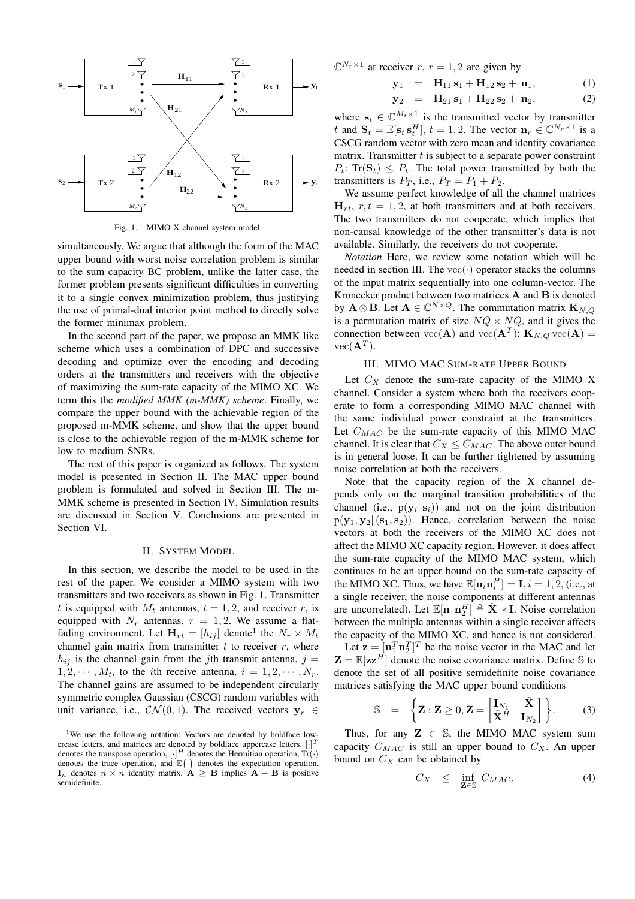Fig. 1. MIMO X channel system model.

simultaneously. We argue that although the form of the MAC upper bound with worst noise correlation problem is similar to the sum capacity BC problem, unlike the latter case, the former problem presents significant difficulties in converting it to a single convex minimization problem, thus justifying the use of primal-dual interior point method to directly solve the former minimax problem.

In the second part of the paper, we propose an MMK like scheme which uses a combination of DPC and successive decoding and optimize over the encoding and decoding orders at the transmitters and receivers with the objective of maximizing the sum-rate capacity of the MIMO XC. We term this the *modified MMK (m-MMK) scheme*. Finally, we compare the upper bound with the achievable region of the proposed m-MMK scheme, and show that the upper bound is close to the achievable region of the m-MMK scheme for low to medium SNRs.

The rest of this paper is organized as follows. The system model is presented in Section II. The MAC upper bound problem is formulated and solved in Section III. The m-MMK scheme is presented in Section IV. Simulation results are discussed in Section V. Conclusions are presented in Section VI.

## II. System Model

In this section, we describe the model to be used in the rest of the paper. We consider a MIMO system with two transmitters and two receivers as shown in Fig. 1. Transmitter $t$ is equipped with $M_t$ antennas, $t = 1, 2$, and receiver $r$, is equipped with $N_r$ antennas, $r = 1, 2$. We assume a flat-fading environment. Let $\mathbf{H}_{rt} = [h_{ij}]$ denote[1] the $N_r \times M_t$ channel gain matrix from transmitter $t$ to receiver $r$, where $h_{ij}$ is the channel gain from the $j$th transmit antenna, $j = 1, 2, \cdots, M_t$, to the $i$th receive antenna, $i = 1, 2, \cdots, N_r$. The channel gains are assumed to be independent circularly symmetric complex Gaussian (CSCG) random variables with unit variance, i.e., $\mathcal{CN}(0, 1)$. The received vectors $\mathbf{y}_r \in \mathbb{C}^{N_r \times 1}$ at receiver $r$, $r = 1, 2$ are given by

$$\mathbf{y}_1 = \mathbf{H}_{11}\,\mathbf{s}_1 + \mathbf{H}_{12}\,\mathbf{s}_2 + \mathbf{n}_1, \tag{1}$$

$$\mathbf{y}_2 = \mathbf{H}_{21}\,\mathbf{s}_1 + \mathbf{H}_{22}\,\mathbf{s}_2 + \mathbf{n}_2, \tag{2}$$

where $\mathbf{s}_t \in \mathbb{C}^{M_t \times 1}$ is the transmitted vector by transmitter $t$ and $\mathbf{S}_t = \mathbb{E}[\mathbf{s}_t\,\mathbf{s}_t^H]$, $t = 1, 2$. The vector $\mathbf{n}_r \in \mathbb{C}^{N_r \times 1}$ is a CSCG random vector with zero mean and identity covariance matrix. Transmitter $t$ is subject to a separate power constraint $P_t$: $\text{Tr}(\mathbf{S}_t) \leq P_t$. The total power transmitted by both the transmitters is $P_T$, i.e., $P_T = P_1 + P_2$.

We assume perfect knowledge of all the channel matrices $\mathbf{H}_{rt}$, $r, t = 1, 2$, at both transmitters and at both receivers. The two transmitters do not cooperate, which implies that non-causal knowledge of the other transmitter's data is not available. Similarly, the receivers do not cooperate.

*Notation* Here, we review some notation which will be needed in section III. The $\text{vec}(\cdot)$ operator stacks the columns of the input matrix sequentially into one column-vector. The Kronecker product between two matrices $\mathbf{A}$ and $\mathbf{B}$ is denoted by $\mathbf{A} \otimes \mathbf{B}$. Let $\mathbf{A} \in \mathbb{C}^{N \times Q}$. The commutation matrix $\mathbf{K}_{N,Q}$ is a permutation matrix of size $NQ \times NQ$, and it gives the connection between $\text{vec}(\mathbf{A})$ and $\text{vec}(\mathbf{A}^T)$: $\mathbf{K}_{N,Q}\,\text{vec}(\mathbf{A}) = \text{vec}(\mathbf{A}^T)$.

## III. MIMO MAC Sum-Rate Upper Bound

Let $C_X$ denote the sum-rate capacity of the MIMO X channel. Consider a system where both the receivers cooperate to form a corresponding MIMO MAC channel with the same individual power constraint at the transmitters. Let $C_{MAC}$ be the sum-rate capacity of this MIMO MAC channel. It is clear that $C_X \leq C_{MAC}$. The above outer bound is in general loose. It can be further tightened by assuming noise correlation at both the receivers.

Note that the capacity region of the X channel depends only on the marginal transition probabilities of the channel (i.e., $\text{p}(\mathbf{y}_i|\,\mathbf{s}_i)$) and not on the joint distribution $\text{p}(\mathbf{y}_1, \mathbf{y}_2|\,(\mathbf{s}_1, \mathbf{s}_2))$. Hence, correlation between the noise vectors at both the receivers of the MIMO XC does not affect the MIMO XC capacity region. However, it does affect the sum-rate capacity of the MIMO MAC system, which continues to be an upper bound on the sum-rate capacity of the MIMO XC. Thus, we have $\mathbb{E}[\mathbf{n}_i\mathbf{n}_i^H] = \mathbf{I}, i = 1, 2$, (i.e., at a single receiver, the noise components at different antennas are uncorrelated). Let $\mathbb{E}[\mathbf{n}_1\mathbf{n}_2^H] \triangleq \tilde{\mathbf{X}} \prec \mathbf{I}$. Noise correlation between the multiple antennas within a single receiver affects the capacity of the MIMO XC, and hence is not considered.

Let $\mathbf{z} = [\mathbf{n}_1^T\,\mathbf{n}_2^T]^T$ be the noise vector in the MAC and let $\mathbf{Z} = \mathbb{E}[\mathbf{z}\mathbf{z}^H]$ denote the noise covariance matrix. Define $\mathbb{S}$ to denote the set of all positive semidefinite noise covariance matrices satisfying the MAC upper bound conditions

$$\mathbb{S} = \left\{ \mathbf{Z} : \mathbf{Z} \geq 0, \mathbf{Z} = \begin{bmatrix} \mathbf{I}_{N_1} & \tilde{\mathbf{X}} \\ \tilde{\mathbf{X}}^H & \mathbf{I}_{N_2} \end{bmatrix} \right\}. \tag{3}$$

Thus, for any $\mathbf{Z} \in \mathbb{S}$, the MIMO MAC system sum capacity $C_{MAC}$ is still an upper bound to $C_X$. An upper bound on $C_X$ can be obtained by

$$C_X \leq \inf_{\mathbf{Z} \in \mathbb{S}} C_{MAC}. \tag{4}$$

[1] We use the following notation: Vectors are denoted by boldface lowercase letters, and matrices are denoted by boldface uppercase letters. $[\cdot]^T$ denotes the transpose operation, $[\cdot]^H$ denotes the Hermitian operation, $\text{Tr}(\cdot)$ denotes the trace operation, and $\mathbb{E}\{\cdot\}$ denotes the expectation operation. $\mathbf{I}_n$ denotes $n \times n$ identity matrix. $\mathbf{A} \geq \mathbf{B}$ implies $\mathbf{A} - \mathbf{B}$ is positive semidefinite.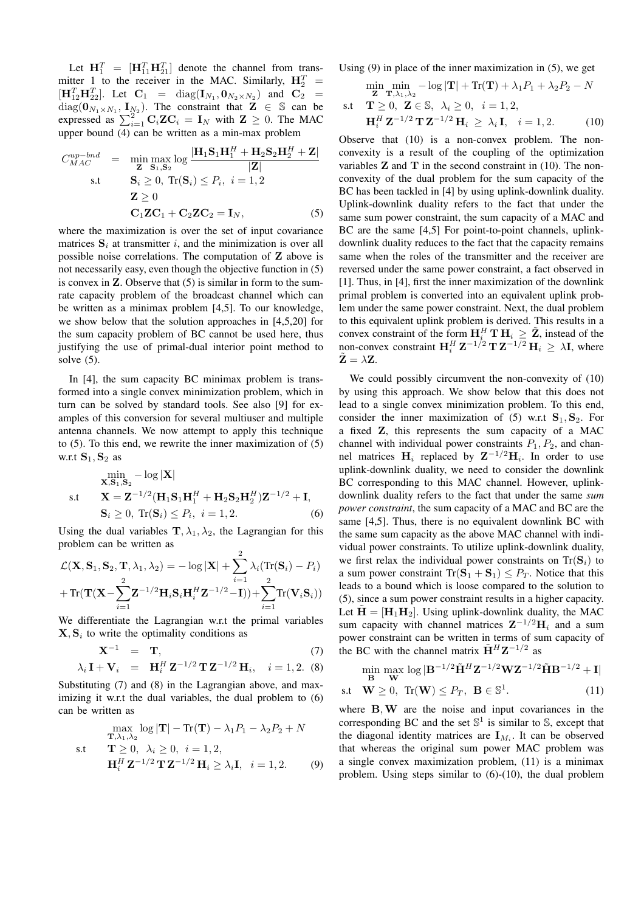Let $\mathbf{H}_1^T = [\mathbf{H}_{11}^T \mathbf{H}_{21}^T]$ denote the channel from transmitter 1 to the receiver in the MAC. Similarly, $\mathbf{H}_2^T = [\mathbf{H}_{12}^T \mathbf{H}_{22}^T]$. Let $\mathbf{C}_1 = \mathrm{diag}(\mathbf{I}_{N_1}, \mathbf{0}_{N_2 \times N_2})$ and $\mathbf{C}_2 = \mathrm{diag}(\mathbf{0}_{N_1 \times N_1}, \mathbf{I}_{N_2})$. The constraint that $\mathbf{Z} \in \mathbb{S}$ can be expressed as $\sum_{i=1}^{2} \mathbf{C}_i \mathbf{Z} \mathbf{C}_i = \mathbf{I}_N$ with $\mathbf{Z} \geq 0$. The MAC upper bound (4) can be written as a min-max problem

$$
\begin{aligned}
C_{MAC}^{up-bnd} \quad &= \quad \min_{\mathbf{Z}} \max_{\mathbf{S}_1, \mathbf{S}_2} \log \frac{|\mathbf{H}_1 \mathbf{S}_1 \mathbf{H}_1^H + \mathbf{H}_2 \mathbf{S}_2 \mathbf{H}_2^H + \mathbf{Z}|}{|\mathbf{Z}|} \\
\text{s.t} \quad & \mathbf{S}_i \geq 0, \ \mathrm{Tr}(\mathbf{S}_i) \leq P_i, \ i = 1, 2 \\
& \mathbf{Z} \geq 0 \\
& \mathbf{C}_1 \mathbf{Z} \mathbf{C}_1 + \mathbf{C}_2 \mathbf{Z} \mathbf{C}_2 = \mathbf{I}_N, \qquad (5)
\end{aligned}
$$

where the maximization is over the set of input covariance matrices $\mathbf{S}_i$ at transmitter $i$, and the minimization is over all possible noise correlations. The computation of $\mathbf{Z}$ above is not necessarily easy, even though the objective function in (5) is convex in $\mathbf{Z}$. Observe that (5) is similar in form to the sum-rate capacity problem of the broadcast channel which can be written as a minimax problem [4,5]. To our knowledge, we show below that the solution approaches in [4,5,20] for the sum capacity problem of BC cannot be used here, thus justifying the use of primal-dual interior point method to solve (5).

In [4], the sum capacity BC minimax problem is transformed into a single convex minimization problem, which in turn can be solved by standard tools. See also [9] for examples of this conversion for several multiuser and multiple antenna channels. We now attempt to apply this technique to (5). To this end, we rewrite the inner maximization of (5) w.r.t $\mathbf{S}_1, \mathbf{S}_2$ as

$$
\begin{aligned}
& \min_{\mathbf{X}, \mathbf{S}_1, \mathbf{S}_2} - \log |\mathbf{X}| \\
\text{s.t} \quad & \mathbf{X} = \mathbf{Z}^{-1/2} (\mathbf{H}_1 \mathbf{S}_1 \mathbf{H}_1^H + \mathbf{H}_2 \mathbf{S}_2 \mathbf{H}_2^H) \mathbf{Z}^{-1/2} + \mathbf{I}, \\
& \mathbf{S}_i \geq 0, \ \mathrm{Tr}(\mathbf{S}_i) \leq P_i, \ i = 1, 2. \qquad (6)
\end{aligned}
$$

Using the dual variables $\mathbf{T}, \lambda_1, \lambda_2$, the Lagrangian for this problem can be written as

$$
\begin{aligned}
\mathcal{L}(\mathbf{X}, \mathbf{S}_1, \mathbf{S}_2, \mathbf{T}, \lambda_1, \lambda_2) &= - \log |\mathbf{X}| + \sum_{i=1}^{2} \lambda_i (\mathrm{Tr}(\mathbf{S}_i) - P_i) \\
&+ \mathrm{Tr}(\mathbf{T}(\mathbf{X} - \sum_{i=1}^{2} \mathbf{Z}^{-1/2} \mathbf{H}_i \mathbf{S}_i \mathbf{H}_i^H \mathbf{Z}^{-1/2} - \mathbf{I})) + \sum_{i=1}^{2} \mathrm{Tr}(\mathbf{V}_i \mathbf{S}_i))
\end{aligned}
$$

We differentiate the Lagrangian w.r.t the primal variables $\mathbf{X}, \mathbf{S}_i$ to write the optimality conditions as

$$
\mathbf{X}^{-1} \quad = \quad \mathbf{T}, \qquad (7)
$$

$$
\lambda_i \mathbf{I} + \mathbf{V}_i \quad = \quad \mathbf{H}_i^H \mathbf{Z}^{-1/2} \mathbf{T} \mathbf{Z}^{-1/2} \mathbf{H}_i, \quad i = 1, 2. \qquad (8)
$$

Substituting (7) and (8) in the Lagrangian above, and maximizing it w.r.t the dual variables, the dual problem to (6) can be written as

$$
\begin{aligned}
& \max_{\mathbf{T}, \lambda_1, \lambda_2} \log |\mathbf{T}| - \mathrm{Tr}(\mathbf{T}) - \lambda_1 P_1 - \lambda_2 P_2 + N \\
\text{s.t} \quad & \mathbf{T} \geq 0, \ \lambda_i \geq 0, \ i = 1, 2, \\
& \mathbf{H}_i^H \mathbf{Z}^{-1/2} \mathbf{T} \mathbf{Z}^{-1/2} \mathbf{H}_i \geq \lambda_i \mathbf{I}, \quad i = 1, 2. \qquad (9)
\end{aligned}
$$

Using (9) in place of the inner maximization in (5), we get

$$
\begin{aligned}
& \min_{\mathbf{Z}} \min_{\mathbf{T}, \lambda_1, \lambda_2} - \log |\mathbf{T}| + \mathrm{Tr}(\mathbf{T}) + \lambda_1 P_1 + \lambda_2 P_2 - N \\
\text{s.t} \quad & \mathbf{T} \geq 0, \ \mathbf{Z} \in \mathbb{S}, \ \lambda_i \geq 0, \ i = 1, 2, \\
& \mathbf{H}_i^H \mathbf{Z}^{-1/2} \mathbf{T} \mathbf{Z}^{-1/2} \mathbf{H}_i \ \geq \ \lambda_i \mathbf{I}, \quad i = 1, 2. \qquad (10)
\end{aligned}
$$

Observe that (10) is a non-convex problem. The non-convexity is a result of the coupling of the optimization variables $\mathbf{Z}$ and $\mathbf{T}$ in the second constraint in (10). The non-convexity of the dual problem for the sum capacity of the BC has been tackled in [4] by using uplink-downlink duality. Uplink-downlink duality refers to the fact that under the same sum power constraint, the sum capacity of a MAC and BC are the same [4,5] For point-to-point channels, uplink-downlink duality reduces to the fact that the capacity remains same when the roles of the transmitter and the receiver are reversed under the same power constraint, a fact observed in [1]. Thus, in [4], first the inner maximization of the downlink primal problem is converted into an equivalent uplink problem under the same power constraint. Next, the dual problem to this equivalent uplink problem is derived. This results in a convex constraint of the form $\mathbf{H}_i^H \mathbf{T} \mathbf{H}_i \geq \tilde{\mathbf{Z}}$, instead of the non-convex constraint $\mathbf{H}_i^H \mathbf{Z}^{-1/2} \mathbf{T} \mathbf{Z}^{-1/2} \mathbf{H}_i \geq \lambda \mathbf{I}$, where $\tilde{\mathbf{Z}} = \lambda \mathbf{Z}$.

We could possibly circumvent the non-convexity of (10) by using this approach. We show below that this does not lead to a single convex minimization problem. To this end, consider the inner maximization of (5) w.r.t $\mathbf{S}_1, \mathbf{S}_2$. For a fixed $\mathbf{Z}$, this represents the sum capacity of a MAC channel with individual power constraints $P_1, P_2$, and channel matrices $\mathbf{H}_i$ replaced by $\mathbf{Z}^{-1/2} \mathbf{H}_i$. In order to use uplink-downlink duality, we need to consider the downlink BC corresponding to this MAC channel. However, uplink-downlink duality refers to the fact that under the same *sum power constraint*, the sum capacity of a MAC and BC are the same [4,5]. Thus, there is no equivalent downlink BC with the same sum capacity as the above MAC channel with individual power constraints. To utilize uplink-downlink duality, we first relax the individual power constraints on $\mathrm{Tr}(\mathbf{S}_i)$ to a sum power constraint $\mathrm{Tr}(\mathbf{S}_1 + \mathbf{S}_1) \leq P_T$. Notice that this leads to a bound which is loose compared to the solution to (5), since a sum power constraint results in a higher capacity. Let $\tilde{\mathbf{H}} = [\mathbf{H}_1 \mathbf{H}_2]$. Using uplink-downlink duality, the MAC sum capacity with channel matrices $\mathbf{Z}^{-1/2} \mathbf{H}_i$ and a sum power constraint can be written in terms of sum capacity of the BC with the channel matrix $\tilde{\mathbf{H}}^H \mathbf{Z}^{-1/2}$ as

$$
\begin{aligned}
& \min_{\mathbf{B}} \max_{\mathbf{W}} \log |\mathbf{B}^{-1/2} \tilde{\mathbf{H}}^H \mathbf{Z}^{-1/2} \mathbf{W} \mathbf{Z}^{-1/2} \tilde{\mathbf{H}} \mathbf{B}^{-1/2} + \mathbf{I}| \\
\text{s.t} \quad & \mathbf{W} \geq 0, \ \mathrm{Tr}(\mathbf{W}) \leq P_T, \ \mathbf{B} \in \mathbb{S}^1. \qquad (11)
\end{aligned}
$$

where $\mathbf{B}, \mathbf{W}$ are the noise and input covariances in the corresponding BC and the set $\mathbb{S}^1$ is similar to $\mathbb{S}$, except that the diagonal identity matrices are $\mathbf{I}_{M_i}$. It can be observed that whereas the original sum power MAC problem was a single convex maximization problem, (11) is a minimax problem. Using steps similar to (6)-(10), the dual problem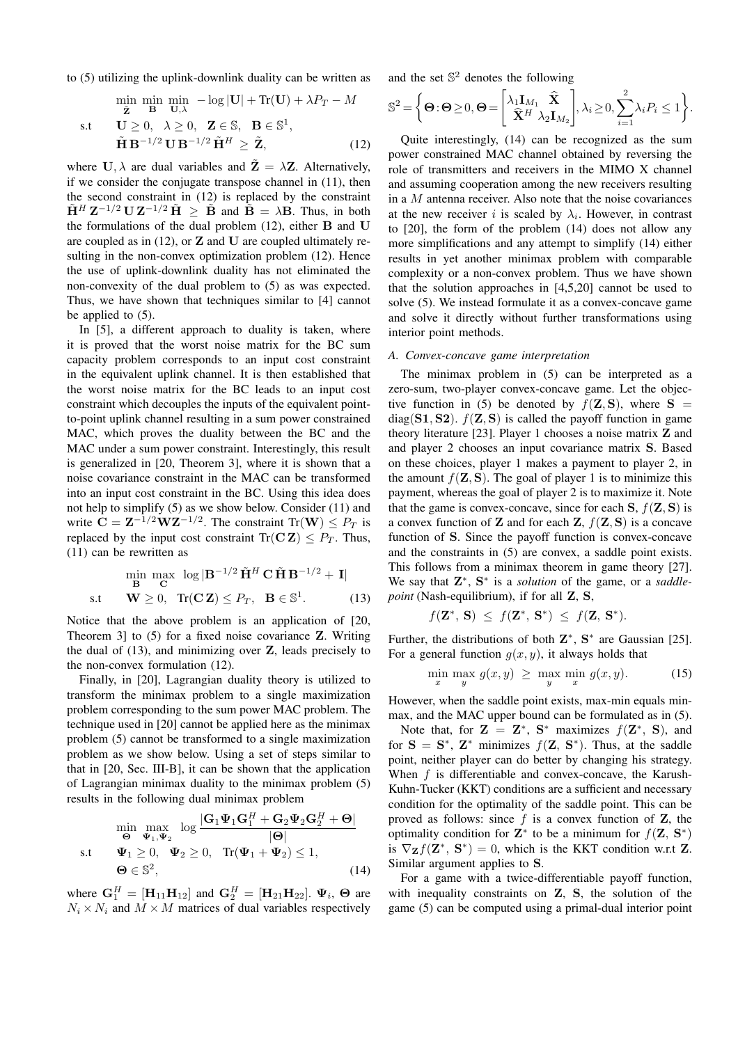to (5) utilizing the uplink-downlink duality can be written as

$$
\begin{aligned}
&\min_{\tilde{\mathbf{Z}}} \min_{\mathbf{B}} \min_{\mathbf{U},\lambda} \; -\log|\mathbf{U}| + \text{Tr}(\mathbf{U}) + \lambda P_T - M \\
\text{s.t} \quad & \mathbf{U} \geq 0, \quad \lambda \geq 0, \quad \mathbf{Z} \in \mathbb{S}, \quad \mathbf{B} \in \mathbb{S}^1, \\
& \tilde{\mathbf{H}}\, \mathbf{B}^{-1/2}\, \mathbf{U}\, \mathbf{B}^{-1/2}\, \tilde{\mathbf{H}}^H \;\geq\; \tilde{\mathbf{Z}}, \qquad (12)
\end{aligned}
$$

where $\mathbf{U}, \lambda$ are dual variables and $\tilde{\mathbf{Z}} = \lambda \mathbf{Z}$. Alternatively, if we consider the conjugate transpose channel in (11), then the second constraint in (12) is replaced by the constraint $\tilde{\mathbf{H}}^H \mathbf{Z}^{-1/2} \mathbf{U}\, \mathbf{Z}^{-1/2} \tilde{\mathbf{H}} \;\geq\; \tilde{\mathbf{B}}$ and $\tilde{\mathbf{B}} = \lambda \mathbf{B}$. Thus, in both the formulations of the dual problem (12), either $\mathbf{B}$ and $\mathbf{U}$ are coupled as in (12), or $\mathbf{Z}$ and $\mathbf{U}$ are coupled ultimately resulting in the non-convex optimization problem (12). Hence the use of uplink-downlink duality has not eliminated the non-convexity of the dual problem to (5) as was expected. Thus, we have shown that techniques similar to [4] cannot be applied to (5).

In [5], a different approach to duality is taken, where it is proved that the worst noise matrix for the BC sum capacity problem corresponds to an input cost constraint in the equivalent uplink channel. It is then established that the worst noise matrix for the BC leads to an input cost constraint which decouples the inputs of the equivalent point-to-point uplink channel resulting in a sum power constrained MAC, which proves the duality between the BC and the MAC under a sum power constraint. Interestingly, this result is generalized in [20, Theorem 3], where it is shown that a noise covariance constraint in the MAC can be transformed into an input cost constraint in the BC. Using this idea does not help to simplify (5) as we show below. Consider (11) and write $\mathbf{C} = \mathbf{Z}^{-1/2}\mathbf{W}\mathbf{Z}^{-1/2}$. The constraint $\text{Tr}(\mathbf{W}) \leq P_T$ is replaced by the input cost constraint $\text{Tr}(\mathbf{C}\,\mathbf{Z}) \leq P_T$. Thus, (11) can be rewritten as

$$
\begin{aligned}
&\min_{\mathbf{B}} \max_{\mathbf{C}} \; \log|\mathbf{B}^{-1/2}\, \tilde{\mathbf{H}}^H\, \mathbf{C}\, \tilde{\mathbf{H}}\, \mathbf{B}^{-1/2} + \mathbf{I}| \\
\text{s.t} \quad & \mathbf{W} \geq 0, \quad \text{Tr}(\mathbf{C}\,\mathbf{Z}) \leq P_T, \quad \mathbf{B} \in \mathbb{S}^1. \qquad (13)
\end{aligned}
$$

Notice that the above problem is an application of [20, Theorem 3] to (5) for a fixed noise covariance $\mathbf{Z}$. Writing the dual of (13), and minimizing over $\mathbf{Z}$, leads precisely to the non-convex formulation (12).

Finally, in [20], Lagrangian duality theory is utilized to transform the minimax problem to a single maximization problem corresponding to the sum power MAC problem. The technique used in [20] cannot be applied here as the minimax problem (5) cannot be transformed to a single maximization problem as we show below. Using a set of steps similar to that in [20, Sec. III-B], it can be shown that the application of Lagrangian minimax duality to the minimax problem (5) results in the following dual minimax problem

$$
\begin{aligned}
&\min_{\mathbf{\Theta}} \max_{\mathbf{\Psi}_1,\mathbf{\Psi}_2} \; \log \frac{|\mathbf{G}_1\mathbf{\Psi}_1\mathbf{G}_1^H + \mathbf{G}_2\mathbf{\Psi}_2\mathbf{G}_2^H + \mathbf{\Theta}|}{|\mathbf{\Theta}|} \\
\text{s.t} \quad & \mathbf{\Psi}_1 \geq 0, \quad \mathbf{\Psi}_2 \geq 0, \quad \text{Tr}(\mathbf{\Psi}_1 + \mathbf{\Psi}_2) \leq 1, \\
& \mathbf{\Theta} \in \mathbb{S}^2, \qquad (14)
\end{aligned}
$$

where $\mathbf{G}_1^H = [\mathbf{H}_{11}\mathbf{H}_{12}]$ and $\mathbf{G}_2^H = [\mathbf{H}_{21}\mathbf{H}_{22}]$. $\mathbf{\Psi}_i$, $\mathbf{\Theta}$ are $N_i \times N_i$ and $M \times M$ matrices of dual variables respectively and the set $\mathbb{S}^2$ denotes the following

$$
\mathbb{S}^2 = \left\{ \mathbf{\Theta} : \mathbf{\Theta} \geq 0, \mathbf{\Theta} = \begin{bmatrix} \lambda_1 \mathbf{I}_{M_1} & \widehat{\mathbf{X}} \\ \widehat{\mathbf{X}}^H & \lambda_2 \mathbf{I}_{M_2} \end{bmatrix}, \lambda_i \geq 0, \sum_{i=1}^{2} \lambda_i P_i \leq 1 \right\}.
$$

Quite interestingly, (14) can be recognized as the sum power constrained MAC channel obtained by reversing the role of transmitters and receivers in the MIMO X channel and assuming cooperation among the new receivers resulting in a $M$ antenna receiver. Also note that the noise covariances at the new receiver $i$ is scaled by $\lambda_i$. However, in contrast to [20], the form of the problem (14) does not allow any more simplifications and any attempt to simplify (14) either results in yet another minimax problem with comparable complexity or a non-convex problem. Thus we have shown that the solution approaches in [4,5,20] cannot be used to solve (5). We instead formulate it as a convex-concave game and solve it directly without further transformations using interior point methods.

### A. Convex-concave game interpretation

The minimax problem in (5) can be interpreted as a zero-sum, two-player convex-concave game. Let the objective function in (5) be denoted by $f(\mathbf{Z}, \mathbf{S})$, where $\mathbf{S} = \text{diag}(\mathbf{S1}, \mathbf{S2})$. $f(\mathbf{Z}, \mathbf{S})$ is called the payoff function in game theory literature [23]. Player 1 chooses a noise matrix $\mathbf{Z}$ and player 2 chooses an input covariance matrix $\mathbf{S}$. Based on these choices, player 1 makes a payment to player 2, in the amount $f(\mathbf{Z}, \mathbf{S})$. The goal of player 1 is to minimize this payment, whereas the goal of player 2 is to maximize it. Note that the game is convex-concave, since for each $\mathbf{S}$, $f(\mathbf{Z}, \mathbf{S})$ is a convex function of $\mathbf{Z}$ and for each $\mathbf{Z}$, $f(\mathbf{Z}, \mathbf{S})$ is a concave function of $\mathbf{S}$. Since the payoff function is convex-concave and the constraints in (5) are convex, a saddle point exists. This follows from a minimax theorem in game theory [27]. We say that $\mathbf{Z}^*, \mathbf{S}^*$ is a *solution* of the game, or a *saddle-point* (Nash-equilibrium), if for all $\mathbf{Z}$, $\mathbf{S}$,

$$
f(\mathbf{Z}^*, \mathbf{S}) \;\leq\; f(\mathbf{Z}^*, \mathbf{S}^*) \;\leq\; f(\mathbf{Z}, \mathbf{S}^*).
$$

Further, the distributions of both $\mathbf{Z}^*, \mathbf{S}^*$ are Gaussian [25]. For a general function $g(x, y)$, it always holds that

$$
\min_x \max_y \; g(x, y) \;\geq\; \max_y \min_x \; g(x, y). \qquad (15)
$$

However, when the saddle point exists, max-min equals min-max, and the MAC upper bound can be formulated as in (5).

Note that, for $\mathbf{Z} = \mathbf{Z}^*$, $\mathbf{S}^*$ maximizes $f(\mathbf{Z}^*, \mathbf{S})$, and for $\mathbf{S} = \mathbf{S}^*$, $\mathbf{Z}^*$ minimizes $f(\mathbf{Z}, \mathbf{S}^*)$. Thus, at the saddle point, neither player can do better by changing his strategy. When $f$ is differentiable and convex-concave, the Karush-Kuhn-Tucker (KKT) conditions are a sufficient and necessary condition for the optimality of the saddle point. This can be proved as follows: since $f$ is a convex function of $\mathbf{Z}$, the optimality condition for $\mathbf{Z}^*$ to be a minimum for $f(\mathbf{Z}, \mathbf{S}^*)$ is $\nabla_{\mathbf{Z}} f(\mathbf{Z}^*, \mathbf{S}^*) = 0$, which is the KKT condition w.r.t $\mathbf{Z}$. Similar argument applies to $\mathbf{S}$.

For a game with a twice-differentiable payoff function, with inequality constraints on $\mathbf{Z}$, $\mathbf{S}$, the solution of the game (5) can be computed using a primal-dual interior point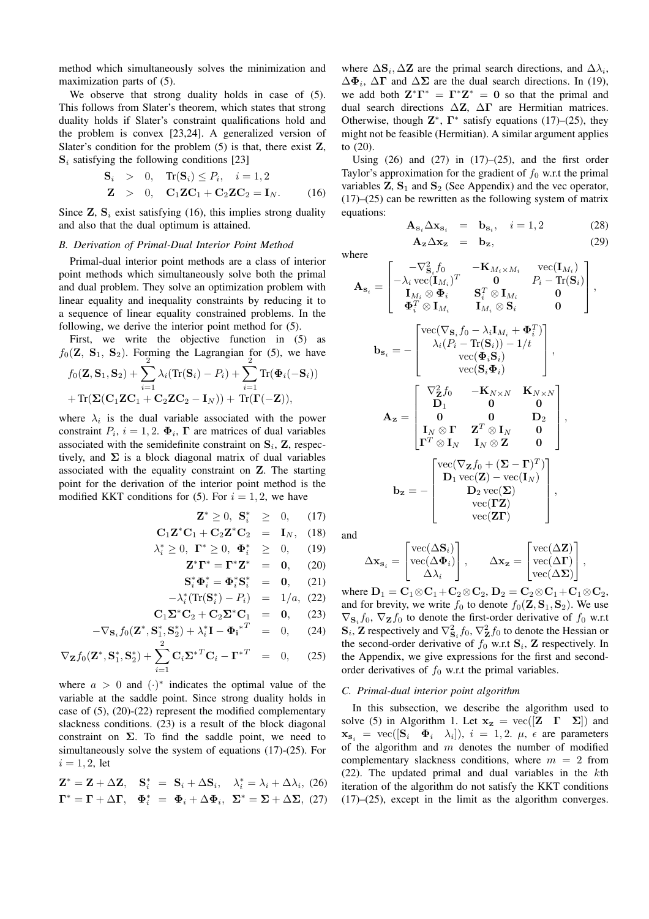method which simultaneously solves the minimization and maximization parts of (5).

We observe that strong duality holds in case of (5). This follows from Slater's theorem, which states that strong duality holds if Slater's constraint qualifications hold and the problem is convex [23,24]. A generalized version of Slater's condition for the problem (5) is that, there exist $\mathbf{Z}$, $\mathbf{S}_i$ satisfying the following conditions [23]

$$
\begin{aligned}
\mathbf{S}_i &> 0, \quad \mathrm{Tr}(\mathbf{S}_i) \leq P_i, \quad i = 1, 2 \\
\mathbf{Z} &> 0, \quad \mathbf{C}_1\mathbf{Z}\mathbf{C}_1 + \mathbf{C}_2\mathbf{Z}\mathbf{C}_2 = \mathbf{I}_N. \qquad (16)
\end{aligned}
$$

Since $\mathbf{Z}$, $\mathbf{S}_i$ exist satisfying (16), this implies strong duality and also that the dual optimum is attained.

### B. Derivation of Primal-Dual Interior Point Method

Primal-dual interior point methods are a class of interior point methods which simultaneously solve both the primal and dual problem. They solve an optimization problem with linear equality and inequality constraints by reducing it to a sequence of linear equality constrained problems. In the following, we derive the interior point method for (5).

First, we write the objective function in (5) as $f_0(\mathbf{Z}, \mathbf{S}_1, \mathbf{S}_2)$. Forming the Lagrangian for (5), we have

$$
f_0(\mathbf{Z}, \mathbf{S}_1, \mathbf{S}_2) + \sum_{i=1}^{2} \lambda_i(\mathrm{Tr}(\mathbf{S}_i) - P_i) + \sum_{i=1}^{2} \mathrm{Tr}(\mathbf{\Phi}_i(-\mathbf{S}_i))
$$
$$
+ \mathrm{Tr}(\mathbf{\Sigma}(\mathbf{C}_1\mathbf{Z}\mathbf{C}_1 + \mathbf{C}_2\mathbf{Z}\mathbf{C}_2 - \mathbf{I}_N)) + \mathrm{Tr}(\mathbf{\Gamma}(-\mathbf{Z})),
$$

where $\lambda_i$ is the dual variable associated with the power constraint $P_i$, $i = 1, 2$. $\mathbf{\Phi}_i$, $\mathbf{\Gamma}$ are matrices of dual variables associated with the semidefinite constraint on $\mathbf{S}_i$, $\mathbf{Z}$, respectively, and $\mathbf{\Sigma}$ is a block diagonal matrix of dual variables associated with the equality constraint on $\mathbf{Z}$. The starting point for the derivation of the interior point method is the modified KKT conditions for (5). For $i = 1, 2$, we have

$$
\begin{aligned}
\mathbf{Z}^* \geq 0, \ \mathbf{S}_i^* &\geq 0, \qquad (17) \\
\mathbf{C}_1\mathbf{Z}^*\mathbf{C}_1 + \mathbf{C}_2\mathbf{Z}^*\mathbf{C}_2 &= \mathbf{I}_N, \qquad (18) \\
\lambda_i^* \geq 0, \ \mathbf{\Gamma}^* \geq 0, \ \mathbf{\Phi}_i^* &\geq 0, \qquad (19) \\
\mathbf{Z}^*\mathbf{\Gamma}^* = \mathbf{\Gamma}^*\mathbf{Z}^* &= \mathbf{0}, \qquad (20) \\
\mathbf{S}_i^*\mathbf{\Phi}_i^* = \mathbf{\Phi}_i^*\mathbf{S}_i^* &= \mathbf{0}, \qquad (21) \\
-\lambda_i^*(\mathrm{Tr}(\mathbf{S}_i^*) - P_i) &= 1/a, \qquad (22) \\
\mathbf{C}_1\mathbf{\Sigma}^*\mathbf{C}_2 + \mathbf{C}_2\mathbf{\Sigma}^*\mathbf{C}_1 &= \mathbf{0}, \qquad (23) \\
-\nabla_{\mathbf{S}_i} f_0(\mathbf{Z}^*, \mathbf{S}_1^*, \mathbf{S}_2^*) + \lambda_i^*\mathbf{I} - {\mathbf{\Phi}_i}^{*T} &= 0, \qquad (24) \\
\nabla_{\mathbf{Z}} f_0(\mathbf{Z}^*, \mathbf{S}_1^*, \mathbf{S}_2^*) + \sum_{i=1}^{2} \mathbf{C}_i {\mathbf{\Sigma}^*}^T \mathbf{C}_i - {\mathbf{\Gamma}^*}^T &= 0, \qquad (25)
\end{aligned}
$$

where $a > 0$ and $(\cdot)^*$ indicates the optimal value of the variable at the saddle point. Since strong duality holds in case of (5), (20)-(22) represent the modified complementary slackness conditions. (23) is a result of the block diagonal constraint on $\mathbf{\Sigma}$. To find the saddle point, we need to simultaneously solve the system of equations (17)-(25). For $i = 1, 2$, let

$$
\mathbf{Z}^* = \mathbf{Z} + \Delta\mathbf{Z}, \quad \mathbf{S}_i^* = \mathbf{S}_i + \Delta\mathbf{S}_i, \quad \lambda_i^* = \lambda_i + \Delta\lambda_i, \ (26)
$$
$$
\mathbf{\Gamma}^* = \mathbf{\Gamma} + \Delta\mathbf{\Gamma}, \quad \mathbf{\Phi}_i^* = \mathbf{\Phi}_i + \Delta\mathbf{\Phi}_i, \quad \mathbf{\Sigma}^* = \mathbf{\Sigma} + \Delta\mathbf{\Sigma}, \ (27)
$$

where $\Delta\mathbf{S}_i, \Delta\mathbf{Z}$ are the primal search directions, and $\Delta\lambda_i$, $\Delta\mathbf{\Phi}_i$, $\Delta\mathbf{\Gamma}$ and $\Delta\mathbf{\Sigma}$ are the dual search directions. In (19), we add both $\mathbf{Z}^*\mathbf{\Gamma}^* = \mathbf{\Gamma}^*\mathbf{Z}^* = \mathbf{0}$ so that the primal and dual search directions $\Delta\mathbf{Z}$, $\Delta\mathbf{\Gamma}$ are Hermitian matrices. Otherwise, though $\mathbf{Z}^*$, $\mathbf{\Gamma}^*$ satisfy equations (17)–(25), they might not be feasible (Hermitian). A similar argument applies to (20).

Using (26) and (27) in (17)–(25), and the first order Taylor's approximation for the gradient of $f_0$ w.r.t the primal variables $\mathbf{Z}$, $\mathbf{S}_1$ and $\mathbf{S}_2$ (See Appendix) and the vec operator, (17)–(25) can be rewritten as the following system of matrix equations:

$$
\begin{aligned}
\mathbf{A}_{\mathbf{s}_i}\Delta\mathbf{x}_{\mathbf{s}_i} &= \mathbf{b}_{\mathbf{s}_i}, \quad i = 1, 2 \qquad (28) \\
\mathbf{A}_{\mathbf{Z}}\Delta\mathbf{x}_{\mathbf{Z}} &= \mathbf{b}_{\mathbf{Z}}, \qquad (29)
\end{aligned}
$$

where

$$
\mathbf{A}_{\mathbf{s}_i} = \begin{bmatrix} -\nabla^2_{\mathbf{S}_i} f_0 & -\mathbf{K}_{M_i \times M_i} & \mathrm{vec}(\mathbf{I}_{M_i}) \\ -\lambda_i \,\mathrm{vec}(\mathbf{I}_{M_i})^T & \mathbf{0} & P_i - \mathrm{Tr}(\mathbf{S}_i) \\ \mathbf{I}_{M_i} \otimes \mathbf{\Phi}_i & \mathbf{S}_i^T \otimes \mathbf{I}_{M_i} & \mathbf{0} \\ \mathbf{\Phi}_i^T \otimes \mathbf{I}_{M_i} & \mathbf{I}_{M_i} \otimes \mathbf{S}_i & \mathbf{0} \end{bmatrix},
$$

$$
\mathbf{b}_{\mathbf{s}_i} = -\begin{bmatrix} \mathrm{vec}(\nabla_{\mathbf{S}_i} f_0 - \lambda_i \mathbf{I}_{M_i} + \mathbf{\Phi}_i^T) \\ \lambda_i(P_i - \mathrm{Tr}(\mathbf{S}_i)) - 1/t \\ \mathrm{vec}(\mathbf{\Phi}_i\mathbf{S}_i) \\ \mathrm{vec}(\mathbf{S}_i\mathbf{\Phi}_i) \end{bmatrix},
$$

$$
\mathbf{A}_{\mathbf{Z}} = \begin{bmatrix} \nabla^2_{\mathbf{Z}} f_0 & -\mathbf{K}_{N \times N} & \mathbf{K}_{N \times N} \\ \mathbf{D}_1 & \mathbf{0} & \mathbf{0} \\ \mathbf{0} & \mathbf{0} & \mathbf{D}_2 \\ \mathbf{I}_N \otimes \mathbf{\Gamma} & \mathbf{Z}^T \otimes \mathbf{I}_N & \mathbf{0} \\ \mathbf{\Gamma}^T \otimes \mathbf{I}_N & \mathbf{I}_N \otimes \mathbf{Z} & \mathbf{0} \end{bmatrix},
$$

$$
\mathbf{b}_{\mathbf{Z}} = -\begin{bmatrix} \mathrm{vec}(\nabla_{\mathbf{Z}} f_0 + (\mathbf{\Sigma} - \mathbf{\Gamma})^T) \\ \mathbf{D}_1 \,\mathrm{vec}(\mathbf{Z}) - \mathrm{vec}(\mathbf{I}_N) \\ \mathbf{D}_2 \,\mathrm{vec}(\mathbf{\Sigma}) \\ \mathrm{vec}(\mathbf{\Gamma}\mathbf{Z}) \\ \mathrm{vec}(\mathbf{Z}\mathbf{\Gamma}) \end{bmatrix},
$$

and

$$
\Delta\mathbf{x}_{\mathbf{s}_i} = \begin{bmatrix} \mathrm{vec}(\Delta\mathbf{S}_i) \\ \mathrm{vec}(\Delta\mathbf{\Phi}_i) \\ \Delta\lambda_i \end{bmatrix}, \qquad \Delta\mathbf{x}_{\mathbf{Z}} = \begin{bmatrix} \mathrm{vec}(\Delta\mathbf{Z}) \\ \mathrm{vec}(\Delta\mathbf{\Gamma}) \\ \mathrm{vec}(\Delta\mathbf{\Sigma}) \end{bmatrix},
$$

where $\mathbf{D}_1 = \mathbf{C}_1 \otimes \mathbf{C}_1 + \mathbf{C}_2 \otimes \mathbf{C}_2$, $\mathbf{D}_2 = \mathbf{C}_2 \otimes \mathbf{C}_1 + \mathbf{C}_1 \otimes \mathbf{C}_2$, and for brevity, we write $f_0$ to denote $f_0(\mathbf{Z}, \mathbf{S}_1, \mathbf{S}_2)$. We use $\nabla_{\mathbf{S}_i} f_0$, $\nabla_{\mathbf{Z}} f_0$ to denote the first-order derivative of $f_0$ w.r.t $\mathbf{S}_i$, $\mathbf{Z}$ respectively and $\nabla^2_{\mathbf{S}_i} f_0$, $\nabla^2_{\mathbf{Z}} f_0$ to denote the Hessian or the second-order derivative of $f_0$ w.r.t $\mathbf{S}_i$, $\mathbf{Z}$ respectively. In the Appendix, we give expressions for the first and second-order derivatives of $f_0$ w.r.t the primal variables.

### C. Primal-dual interior point algorithm

In this subsection, we describe the algorithm used to solve (5) in Algorithm 1. Let $\mathbf{x}_{\mathbf{Z}} = \mathrm{vec}([\mathbf{Z} \quad \mathbf{\Gamma} \quad \mathbf{\Sigma}])$ and $\mathbf{x}_{\mathbf{s}_i} = \mathrm{vec}([\mathbf{S}_i \quad \mathbf{\Phi}_i \quad \lambda_i])$, $i = 1, 2$. $\mu$, $\epsilon$ are parameters of the algorithm and $m$ denotes the number of modified complementary slackness conditions, where $m = 2$ from (22). The updated primal and dual variables in the $k$th iteration of the algorithm do not satisfy the KKT conditions (17)–(25), except in the limit as the algorithm converges.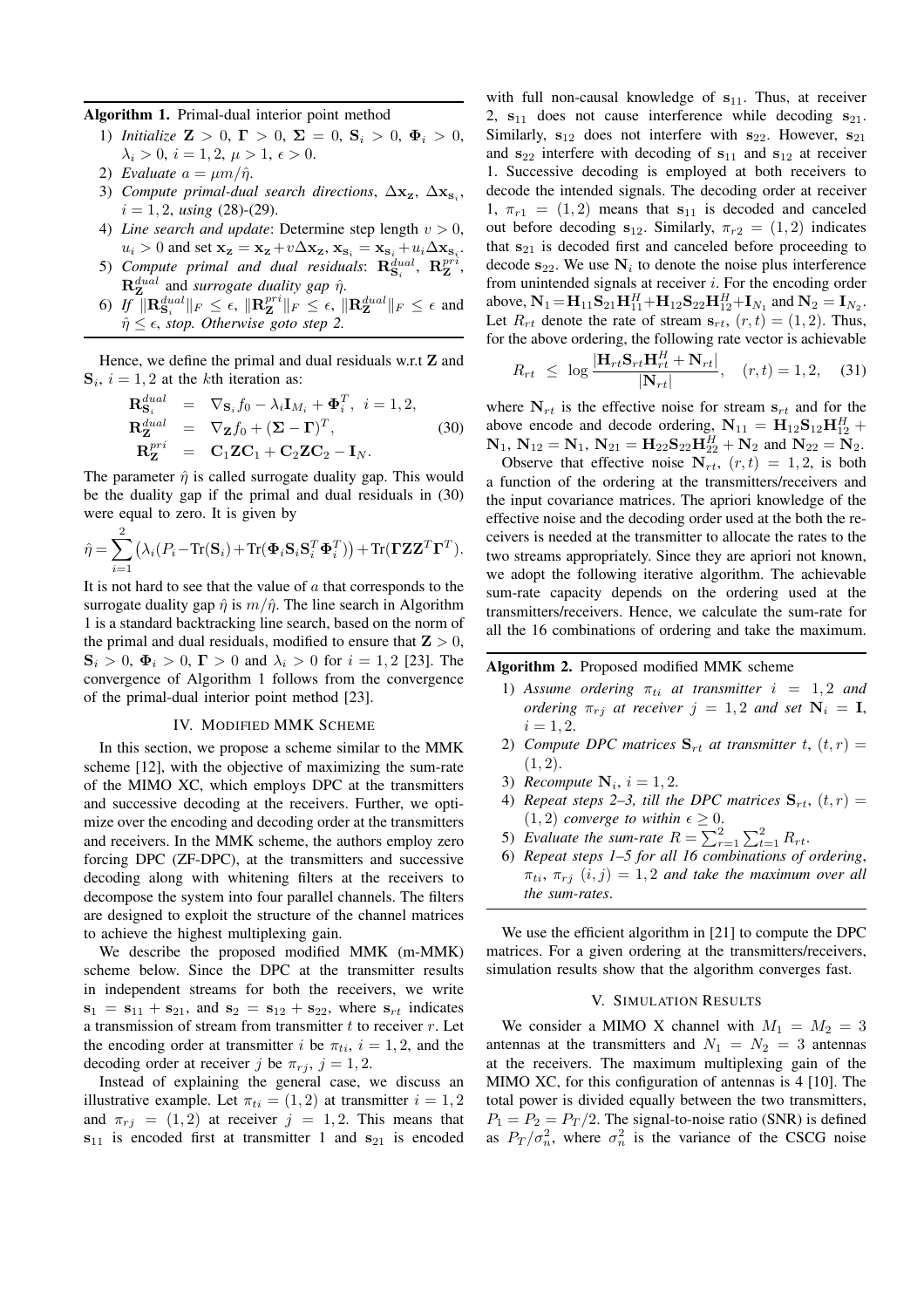**Algorithm 1.** Primal-dual interior point method

1) *Initialize* $\mathbf{Z} > 0$, $\mathbf{\Gamma} > 0$, $\mathbf{\Sigma} = 0$, $\mathbf{S}_i > 0$, $\mathbf{\Phi}_i > 0$, $\lambda_i > 0$, $i = 1, 2$, $\mu > 1$, $\epsilon > 0$.
2) *Evaluate* $a = \mu m/\hat{\eta}$.
3) *Compute primal-dual search directions*, $\Delta \mathbf{x_Z}$, $\Delta \mathbf{x}_{\mathbf{S}_i}$, $i = 1, 2$, *using* (28)-(29).
4) *Line search and update*: Determine step length $v > 0$, $u_i > 0$ and set $\mathbf{x_Z} = \mathbf{x_Z} + v\Delta \mathbf{x_Z}$, $\mathbf{x}_{\mathbf{S}_i} = \mathbf{x}_{\mathbf{S}_i} + u_i \Delta \mathbf{x}_{\mathbf{S}_i}$.
5) *Compute primal and dual residuals*: $\mathbf{R}^{dual}_{\mathbf{S}_i}$, $\mathbf{R}^{pri}_{\mathbf{Z}}$, $\mathbf{R}^{dual}_{\mathbf{Z}}$ and *surrogate duality gap* $\hat{\eta}$.
6) *If* $\|\mathbf{R}^{dual}_{\mathbf{S}_i}\|_F \leq \epsilon$, $\|\mathbf{R}^{pri}_{\mathbf{Z}}\|_F \leq \epsilon$, $\|\mathbf{R}^{dual}_{\mathbf{Z}}\|_F \leq \epsilon$ and $\hat{\eta} \leq \epsilon$, *stop. Otherwise goto step 2.*

Hence, we define the primal and dual residuals w.r.t $\mathbf{Z}$ and $\mathbf{S}_i$, $i = 1, 2$ at the $k$th iteration as:

$$\begin{aligned} \mathbf{R}^{dual}_{\mathbf{S}_i} &= \nabla_{\mathbf{S}_i} f_0 - \lambda_i \mathbf{I}_{M_i} + \mathbf{\Phi}_i^T, \;\; i = 1, 2, \\ \mathbf{R}^{dual}_{\mathbf{Z}} &= \nabla_{\mathbf{Z}} f_0 + (\mathbf{\Sigma} - \mathbf{\Gamma})^T, \\ \mathbf{R}^{pri}_{\mathbf{Z}} &= \mathbf{C}_1 \mathbf{Z} \mathbf{C}_1 + \mathbf{C}_2 \mathbf{Z} \mathbf{C}_2 - \mathbf{I}_N. \end{aligned} \tag{30}$$

The parameter $\hat{\eta}$ is called surrogate duality gap. This would be the duality gap if the primal and dual residuals in (30) were equal to zero. It is given by

$$\hat{\eta} = \sum_{i=1}^{2} \left( \lambda_i (P_i - \mathrm{Tr}(\mathbf{S}_i)) + \mathrm{Tr}(\mathbf{\Phi}_i \mathbf{S}_i \mathbf{S}_i^T \mathbf{\Phi}_i^T) \right) + \mathrm{Tr}(\mathbf{\Gamma} \mathbf{Z} \mathbf{Z}^T \mathbf{\Gamma}^T).$$

It is not hard to see that the value of $a$ that corresponds to the surrogate duality gap $\hat{\eta}$ is $m/\hat{\eta}$. The line search in Algorithm 1 is a standard backtracking line search, based on the norm of the primal and dual residuals, modified to ensure that $\mathbf{Z} > 0$, $\mathbf{S}_i > 0$, $\mathbf{\Phi}_i > 0$, $\mathbf{\Gamma} > 0$ and $\lambda_i > 0$ for $i = 1, 2$ [23]. The convergence of Algorithm 1 follows from the convergence of the primal-dual interior point method [23].

## IV. Modified MMK Scheme

In this section, we propose a scheme similar to the MMK scheme [12], with the objective of maximizing the sum-rate of the MIMO XC, which employs DPC at the transmitters and successive decoding at the receivers. Further, we optimize over the encoding and decoding order at the transmitters and receivers. In the MMK scheme, the authors employ zero forcing DPC (ZF-DPC), at the transmitters and successive decoding along with whitening filters at the receivers to decompose the system into four parallel channels. The filters are designed to exploit the structure of the channel matrices to achieve the highest multiplexing gain.

We describe the proposed modified MMK (m-MMK) scheme below. Since the DPC at the transmitter results in independent streams for both the receivers, we write $\mathbf{s}_1 = \mathbf{s}_{11} + \mathbf{s}_{21}$, and $\mathbf{s}_2 = \mathbf{s}_{12} + \mathbf{s}_{22}$, where $\mathbf{s}_{rt}$ indicates a transmission of stream from transmitter $t$ to receiver $r$. Let the encoding order at transmitter $i$ be $\pi_{ti}$, $i = 1, 2$, and the decoding order at receiver $j$ be $\pi_{rj}$, $j = 1, 2$.

Instead of explaining the general case, we discuss an illustrative example. Let $\pi_{ti} = (1, 2)$ at transmitter $i = 1, 2$ and $\pi_{rj} = (1, 2)$ at receiver $j = 1, 2$. This means that $\mathbf{s}_{11}$ is encoded first at transmitter 1 and $\mathbf{s}_{21}$ is encoded with full non-causal knowledge of $\mathbf{s}_{11}$. Thus, at receiver 2, $\mathbf{s}_{11}$ does not cause interference while decoding $\mathbf{s}_{21}$. Similarly, $\mathbf{s}_{12}$ does not interfere with $\mathbf{s}_{22}$. However, $\mathbf{s}_{21}$ and $\mathbf{s}_{22}$ interfere with decoding of $\mathbf{s}_{11}$ and $\mathbf{s}_{12}$ at receiver 1. Successive decoding is employed at both receivers to decode the intended signals. The decoding order at receiver 1, $\pi_{r1} = (1, 2)$ means that $\mathbf{s}_{11}$ is decoded and canceled out before decoding $\mathbf{s}_{12}$. Similarly, $\pi_{r2} = (1, 2)$ indicates that $\mathbf{s}_{21}$ is decoded first and canceled before proceeding to decode $\mathbf{s}_{22}$. We use $\mathbf{N}_i$ to denote the noise plus interference from unintended signals at receiver $i$. For the encoding order above, $\mathbf{N}_1 = \mathbf{H}_{11}\mathbf{S}_{21}\mathbf{H}_{11}^H + \mathbf{H}_{12}\mathbf{S}_{22}\mathbf{H}_{12}^H + \mathbf{I}_{N_1}$ and $\mathbf{N}_2 = \mathbf{I}_{N_2}$. Let $R_{rt}$ denote the rate of stream $\mathbf{s}_{rt}$, $(r, t) = (1, 2)$. Thus, for the above ordering, the following rate vector is achievable

$$R_{rt} \;\leq\; \log \frac{|\mathbf{H}_{rt}\mathbf{S}_{rt}\mathbf{H}_{rt}^H + \mathbf{N}_{rt}|}{|\mathbf{N}_{rt}|}, \quad (r, t) = 1, 2, \tag{31}$$

where $\mathbf{N}_{rt}$ is the effective noise for stream $\mathbf{s}_{rt}$ and for the above encode and decode ordering, $\mathbf{N}_{11} = \mathbf{H}_{12}\mathbf{S}_{12}\mathbf{H}_{12}^H + \mathbf{N}_1$, $\mathbf{N}_{12} = \mathbf{N}_1$, $\mathbf{N}_{21} = \mathbf{H}_{22}\mathbf{S}_{22}\mathbf{H}_{22}^H + \mathbf{N}_2$ and $\mathbf{N}_{22} = \mathbf{N}_2$.

Observe that effective noise $\mathbf{N}_{rt}$, $(r, t) = 1, 2$, is both a function of the ordering at the transmitters/receivers and the input covariance matrices. The apriori knowledge of the effective noise and the decoding order used at the both the receivers is needed at the transmitter to allocate the rates to the two streams appropriately. Since they are apriori not known, we adopt the following iterative algorithm. The achievable sum-rate capacity depends on the ordering used at the transmitters/receivers. Hence, we calculate the sum-rate for all the 16 combinations of ordering and take the maximum.

**Algorithm 2.** Proposed modified MMK scheme

1) *Assume ordering* $\pi_{ti}$ *at transmitter* $i = 1, 2$ *and ordering* $\pi_{rj}$ *at receiver* $j = 1, 2$ *and set* $\mathbf{N}_i = \mathbf{I}$, $i = 1, 2$.
2) *Compute DPC matrices* $\mathbf{S}_{rt}$ *at transmitter* $t$, $(t, r) = (1, 2)$.
3) *Recompute* $\mathbf{N}_i$, $i = 1, 2$.
4) *Repeat steps 2–3, till the DPC matrices* $\mathbf{S}_{rt}$, $(t, r) = (1, 2)$ *converge to within* $\epsilon \geq 0$.
5) *Evaluate the sum-rate* $R = \sum_{r=1}^{2}\sum_{t=1}^{2} R_{rt}$.
6) *Repeat steps 1–5 for all 16 combinations of ordering*, $\pi_{ti}$, $\pi_{rj}$ $(i, j) = 1, 2$ *and take the maximum over all the sum-rates*.

We use the efficient algorithm in [21] to compute the DPC matrices. For a given ordering at the transmitters/receivers, simulation results show that the algorithm converges fast.

## V. Simulation Results

We consider a MIMO X channel with $M_1 = M_2 = 3$ antennas at the transmitters and $N_1 = N_2 = 3$ antennas at the receivers. The maximum multiplexing gain of the MIMO XC, for this configuration of antennas is 4 [10]. The total power is divided equally between the two transmitters, $P_1 = P_2 = P_T/2$. The signal-to-noise ratio (SNR) is defined as $P_T/\sigma_n^2$, where $\sigma_n^2$ is the variance of the CSCG noise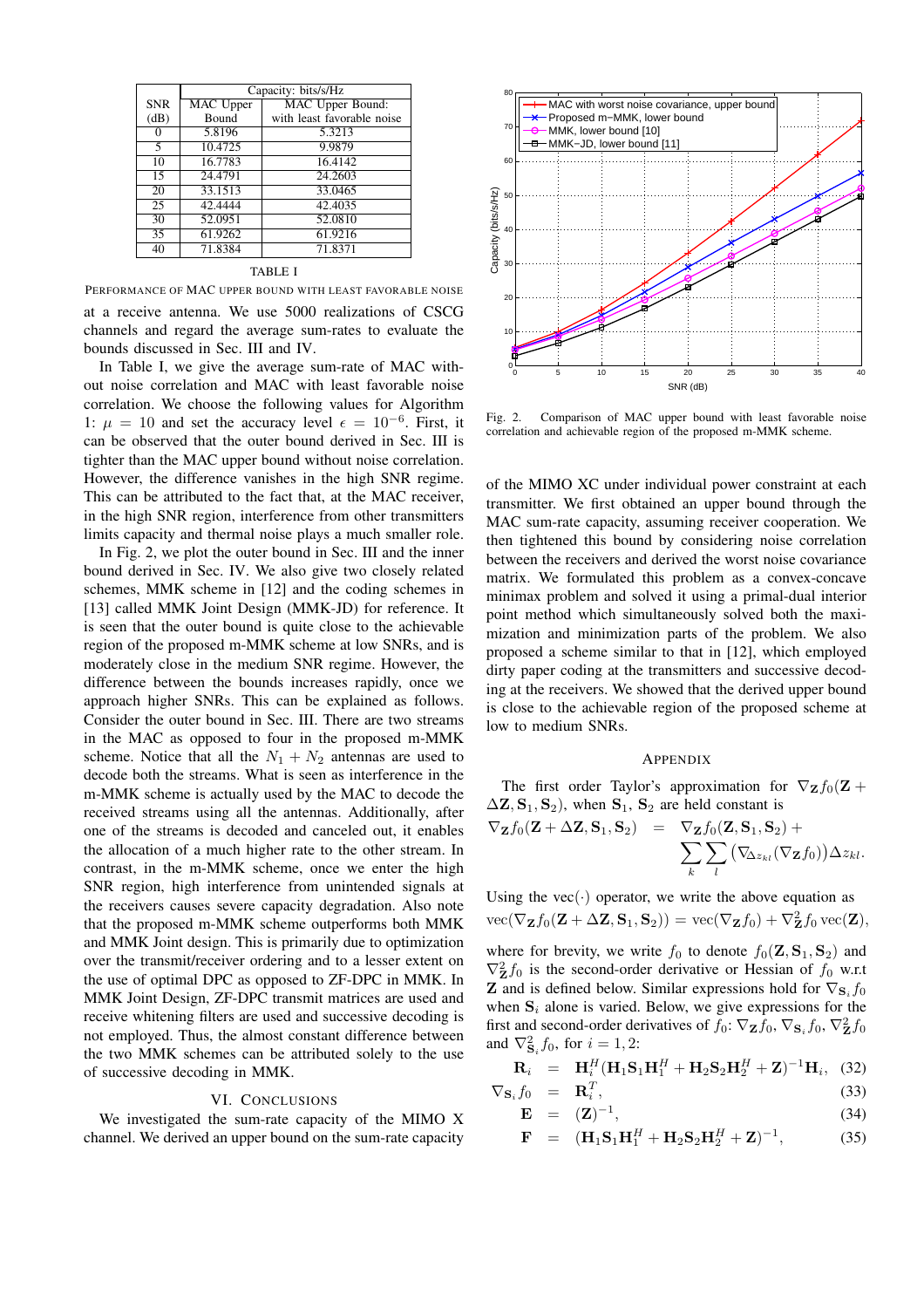| SNR (dB) | Capacity: bits/s/Hz | |
|---|---|---|
| | MAC Upper Bound | MAC Upper Bound: with least favorable noise |
| 0 | 5.8196 | 5.3213 |
| 5 | 10.4725 | 9.9879 |
| 10 | 16.7783 | 16.4142 |
| 15 | 24.4791 | 24.2603 |
| 20 | 33.1513 | 33.0465 |
| 25 | 42.4444 | 42.4035 |
| 30 | 52.0951 | 52.0810 |
| 35 | 61.9262 | 61.9216 |
| 40 | 71.8384 | 71.8371 |

TABLE I

PERFORMANCE OF MAC UPPER BOUND WITH LEAST FAVORABLE NOISE

at a receive antenna. We use 5000 realizations of CSCG channels and regard the average sum-rates to evaluate the bounds discussed in Sec. III and IV.

In Table I, we give the average sum-rate of MAC without noise correlation and MAC with least favorable noise correlation. We choose the following values for Algorithm 1: $\mu = 10$ and set the accuracy level $\epsilon = 10^{-6}$. First, it can be observed that the outer bound derived in Sec. III is tighter than the MAC upper bound without noise correlation. However, the difference vanishes in the high SNR regime. This can be attributed to the fact that, at the MAC receiver, in the high SNR region, interference from other transmitters limits capacity and thermal noise plays a much smaller role.

In Fig. 2, we plot the outer bound in Sec. III and the inner bound derived in Sec. IV. We also give two closely related schemes, MMK scheme in [12] and the coding schemes in [13] called MMK Joint Design (MMK-JD) for reference. It is seen that the outer bound is quite close to the achievable region of the proposed m-MMK scheme at low SNRs, and is moderately close in the medium SNR regime. However, the difference between the bounds increases rapidly, once we approach higher SNRs. This can be explained as follows. Consider the outer bound in Sec. III. There are two streams in the MAC as opposed to four in the proposed m-MMK scheme. Notice that all the $N_1 + N_2$ antennas are used to decode both the streams. What is seen as interference in the m-MMK scheme is actually used by the MAC to decode the received streams using all the antennas. Additionally, after one of the streams is decoded and canceled out, it enables the allocation of a much higher rate to the other stream. In contrast, in the m-MMK scheme, once we enter the high SNR region, high interference from unintended signals at the receivers causes severe capacity degradation. Also note that the proposed m-MMK scheme outperforms both MMK and MMK Joint design. This is primarily due to optimization over the transmit/receiver ordering and to a lesser extent on the use of optimal DPC as opposed to ZF-DPC in MMK. In MMK Joint Design, ZF-DPC transmit matrices are used and receive whitening filters are used and successive decoding is not employed. Thus, the almost constant difference between the two MMK schemes can be attributed solely to the use of successive decoding in MMK.

Fig. 2. Comparison of MAC upper bound with least favorable noise correlation and achievable region of the proposed m-MMK scheme.

## VI. CONCLUSIONS

We investigated the sum-rate capacity of the MIMO X channel. We derived an upper bound on the sum-rate capacity of the MIMO XC under individual power constraint at each transmitter. We first obtained an upper bound through the MAC sum-rate capacity, assuming receiver cooperation. We then tightened this bound by considering noise correlation between the receivers and derived the worst noise covariance matrix. We formulated this problem as a convex-concave minimax problem and solved it using a primal-dual interior point method which simultaneously solved both the maximization and minimization parts of the problem. We also proposed a scheme similar to that in [12], which employed dirty paper coding at the transmitters and successive decoding at the receivers. We showed that the derived upper bound is close to the achievable region of the proposed scheme at low to medium SNRs.

## APPENDIX

The first order Taylor's approximation for $\nabla_{\mathbf{Z}} f_0(\mathbf{Z} + \Delta\mathbf{Z}, \mathbf{S}_1, \mathbf{S}_2)$, when $\mathbf{S}_1$, $\mathbf{S}_2$ are held constant is

$$\nabla_{\mathbf{Z}} f_0(\mathbf{Z} + \Delta\mathbf{Z}, \mathbf{S}_1, \mathbf{S}_2) = \nabla_{\mathbf{Z}} f_0(\mathbf{Z}, \mathbf{S}_1, \mathbf{S}_2) + \sum_k \sum_l \left(\nabla_{\Delta_{z_{kl}}}(\nabla_{\mathbf{Z}} f_0)\right)\Delta z_{kl}.$$

Using the vec$(\cdot)$ operator, we write the above equation as

$$\text{vec}(\nabla_{\mathbf{Z}} f_0(\mathbf{Z} + \Delta\mathbf{Z}, \mathbf{S}_1, \mathbf{S}_2)) = \text{vec}(\nabla_{\mathbf{Z}} f_0) + \nabla^2_{\mathbf{Z}} f_0 \, \text{vec}(\mathbf{Z}),$$

where for brevity, we write $f_0$ to denote $f_0(\mathbf{Z}, \mathbf{S}_1, \mathbf{S}_2)$ and $\nabla^2_{\mathbf{Z}} f_0$ is the second-order derivative or Hessian of $f_0$ w.r.t $\mathbf{Z}$ and is defined below. Similar expressions hold for $\nabla_{\mathbf{S}_i} f_0$ when $\mathbf{S}_i$ alone is varied. Below, we give expressions for the first and second-order derivatives of $f_0$: $\nabla_{\mathbf{Z}} f_0$, $\nabla_{\mathbf{S}_i} f_0$, $\nabla^2_{\mathbf{Z}} f_0$ and $\nabla^2_{\mathbf{S}_i} f_0$, for $i = 1, 2$:

$$\mathbf{R}_i = \mathbf{H}_i^H(\mathbf{H}_1\mathbf{S}_1\mathbf{H}_1^H + \mathbf{H}_2\mathbf{S}_2\mathbf{H}_2^H + \mathbf{Z})^{-1}\mathbf{H}_i, \quad (32)$$

$$\nabla_{\mathbf{S}_i} f_0 = \mathbf{R}_i^T, \quad (33)$$

$$\mathbf{E} = (\mathbf{Z})^{-1}, \quad (34)$$

$$\mathbf{F} = (\mathbf{H}_1\mathbf{S}_1\mathbf{H}_1^H + \mathbf{H}_2\mathbf{S}_2\mathbf{H}_2^H + \mathbf{Z})^{-1}, \quad (35)$$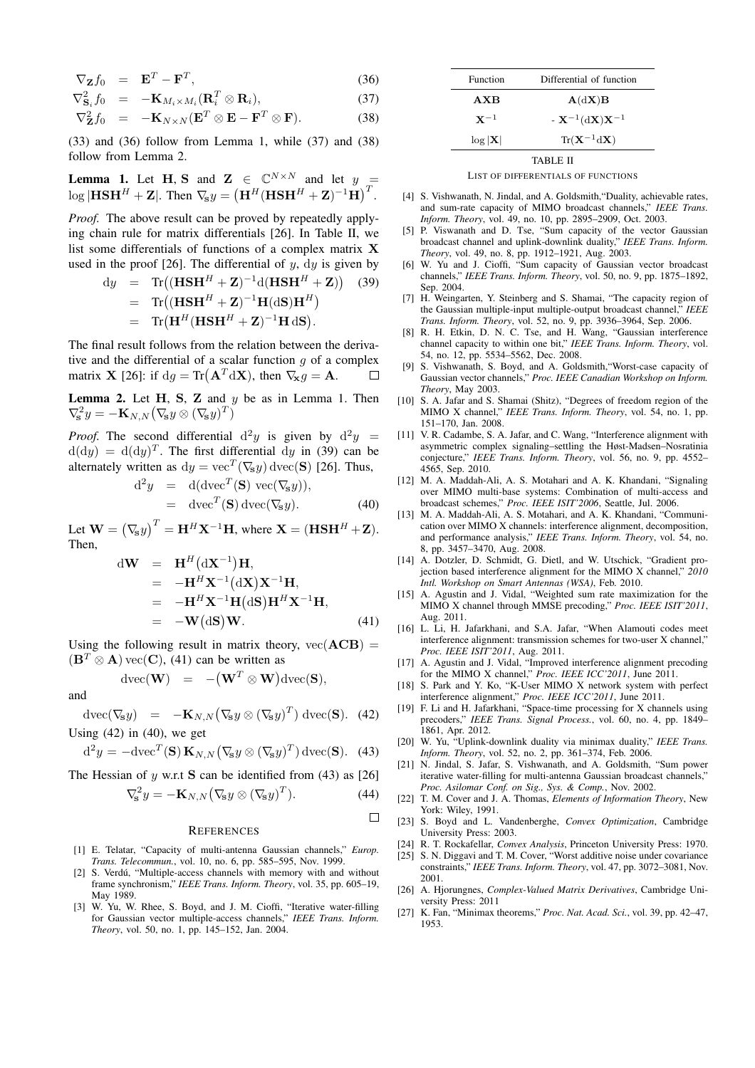$$
\begin{aligned}
\nabla_{\mathbf{Z}} f_0 &= \mathbf{E}^T - \mathbf{F}^T, && (36)\\
\nabla^2_{\mathbf{S}_i} f_0 &= -\mathbf{K}_{M_i \times M_i}(\mathbf{R}_i^T \otimes \mathbf{R}_i), && (37)\\
\nabla^2_{\mathbf{Z}} f_0 &= -\mathbf{K}_{N\times N}(\mathbf{E}^T \otimes \mathbf{E} - \mathbf{F}^T \otimes \mathbf{F}). && (38)
\end{aligned}
$$

(33) and (36) follow from Lemma 1, while (37) and (38) follow from Lemma 2.

**Lemma 1.** Let $\mathbf{H}, \mathbf{S}$ and $\mathbf{Z} \in \mathbb{C}^{N\times N}$ and let $y = \log|\mathbf{H}\mathbf{S}\mathbf{H}^H + \mathbf{Z}|$. Then $\nabla_{\mathbf{S}} y = \big(\mathbf{H}^H(\mathbf{H}\mathbf{S}\mathbf{H}^H + \mathbf{Z})^{-1}\mathbf{H}\big)^T$.

*Proof.* The above result can be proved by repeatedly applying chain rule for matrix differentials [26]. In Table II, we list some differentials of functions of a complex matrix $\mathbf{X}$ used in the proof [26]. The differential of $y$, $\mathrm{d}y$ is given by

$$
\begin{aligned}
\mathrm{d}y &= \mathrm{Tr}\big((\mathbf{H}\mathbf{S}\mathbf{H}^H + \mathbf{Z})^{-1}\mathrm{d}(\mathbf{H}\mathbf{S}\mathbf{H}^H + \mathbf{Z})\big) \quad (39)\\
&= \mathrm{Tr}\big((\mathbf{H}\mathbf{S}\mathbf{H}^H + \mathbf{Z})^{-1}\mathbf{H}(\mathrm{d}\mathbf{S})\mathbf{H}^H\big)\\
&= \mathrm{Tr}\big(\mathbf{H}^H(\mathbf{H}\mathbf{S}\mathbf{H}^H + \mathbf{Z})^{-1}\mathbf{H}\,\mathrm{d}\mathbf{S}\big).
\end{aligned}
$$

The final result follows from the relation between the derivative and the differential of a scalar function $g$ of a complex matrix $\mathbf{X}$ [26]: if $\mathrm{d}g = \mathrm{Tr}(\mathbf{A}^T\mathrm{d}\mathbf{X})$, then $\nabla_{\mathbf{X}} g = \mathbf{A}$. □

**Lemma 2.** Let $\mathbf{H}$, $\mathbf{S}$, $\mathbf{Z}$ and $y$ be as in Lemma 1. Then $\nabla^2_{\mathbf{S}} y = -\mathbf{K}_{N,N}\big(\nabla_{\mathbf{S}} y \otimes (\nabla_{\mathbf{S}} y)^T\big)$

*Proof.* The second differential $\mathrm{d}^2 y$ is given by $\mathrm{d}^2 y = \mathrm{d}(\mathrm{d}y) = \mathrm{d}(\mathrm{d}y)^T$. The first differential $\mathrm{d}y$ in (39) can be alternately written as $\mathrm{d}y = \mathrm{vec}^T(\nabla_{\mathbf{S}} y)\,\mathrm{dvec}(\mathbf{S})$ [26]. Thus,

$$
\begin{aligned}
\mathrm{d}^2 y &= \mathrm{d}(\mathrm{dvec}^T(\mathbf{S})\ \mathrm{vec}(\nabla_{\mathbf{S}} y)),\\
&= \mathrm{dvec}^T(\mathbf{S})\,\mathrm{dvec}(\nabla_{\mathbf{S}} y). \quad (40)
\end{aligned}
$$

Let $\mathbf{W} = \big(\nabla_{\mathbf{S}} y\big)^T = \mathbf{H}^H\mathbf{X}^{-1}\mathbf{H}$, where $\mathbf{X} = (\mathbf{H}\mathbf{S}\mathbf{H}^H + \mathbf{Z})$. Then,

$$
\begin{aligned}
\mathrm{d}\mathbf{W} &= \mathbf{H}^H\big(\mathrm{d}\mathbf{X}^{-1}\big)\mathbf{H},\\
&= -\mathbf{H}^H\mathbf{X}^{-1}\big(\mathrm{d}\mathbf{X}\big)\mathbf{X}^{-1}\mathbf{H},\\
&= -\mathbf{H}^H\mathbf{X}^{-1}\mathbf{H}(\mathrm{d}\mathbf{S})\mathbf{H}^H\mathbf{X}^{-1}\mathbf{H},\\
&= -\mathbf{W}(\mathrm{d}\mathbf{S})\mathbf{W}. \quad (41)
\end{aligned}
$$

Using the following result in matrix theory, $\mathrm{vec}(\mathbf{A}\mathbf{C}\mathbf{B}) = (\mathbf{B}^T \otimes \mathbf{A})\,\mathrm{vec}(\mathbf{C})$, (41) can be written as

$$
\mathrm{dvec}(\mathbf{W}) = -\big(\mathbf{W}^T \otimes \mathbf{W}\big)\mathrm{dvec}(\mathbf{S}),
$$

and

$$
\mathrm{dvec}(\nabla_{\mathbf{S}} y) = -\mathbf{K}_{N,N}\big(\nabla_{\mathbf{S}} y \otimes (\nabla_{\mathbf{S}} y)^T\big)\ \mathrm{dvec}(\mathbf{S}). \quad (42)
$$

Using (42) in (40), we get

$$
\mathrm{d}^2 y = -\mathrm{dvec}^T(\mathbf{S})\,\mathbf{K}_{N,N}\big(\nabla_{\mathbf{S}} y \otimes (\nabla_{\mathbf{S}} y)^T\big)\,\mathrm{dvec}(\mathbf{S}). \quad (43)
$$

The Hessian of $y$ w.r.t $\mathbf{S}$ can be identified from (43) as [26]

$$
\nabla^2_{\mathbf{S}} y = -\mathbf{K}_{N,N}\big(\nabla_{\mathbf{S}} y \otimes (\nabla_{\mathbf{S}} y)^T\big). \quad (44)
$$

□

| Function | Differential of function |
|---|---|
| $\mathbf{AXB}$ | $\mathbf{A}(\mathrm{d}\mathbf{X})\mathbf{B}$ |
| $\mathbf{X}^{-1}$ | $-\ \mathbf{X}^{-1}(\mathrm{d}\mathbf{X})\mathbf{X}^{-1}$ |
| $\log\lvert\mathbf{X}\rvert$ | $\mathrm{Tr}(\mathbf{X}^{-1}\mathrm{d}\mathbf{X})$ |

TABLE II

LIST OF DIFFERENTIALS OF FUNCTIONS

## REFERENCES

[1] E. Telatar, "Capacity of multi-antenna Gaussian channels," *Europ. Trans. Telecommun.*, vol. 10, no. 6, pp. 585–595, Nov. 1999.

[2] S. Verdú, "Multiple-access channels with memory with and without frame synchronism," *IEEE Trans. Inform. Theory*, vol. 35, pp. 605–19, May 1989.

[3] W. Yu, W. Rhee, S. Boyd, and J. M. Cioffi, "Iterative water-filling for Gaussian vector multiple-access channels," *IEEE Trans. Inform. Theory*, vol. 50, no. 1, pp. 145–152, Jan. 2004.

[4] S. Vishwanath, N. Jindal, and A. Goldsmith,"Duality, achievable rates, and sum-rate capacity of MIMO broadcast channels," *IEEE Trans. Inform. Theory*, vol. 49, no. 10, pp. 2895–2909, Oct. 2003.

[5] P. Viswanath and D. Tse, "Sum capacity of the vector Gaussian broadcast channel and uplink-downlink duality," *IEEE Trans. Inform. Theory*, vol. 49, no. 8, pp. 1912–1921, Aug. 2003.

[6] W. Yu and J. Cioffi, "Sum capacity of Gaussian vector broadcast channels," *IEEE Trans. Inform. Theory*, vol. 50, no. 9, pp. 1875–1892, Sep. 2004.

[7] H. Weingarten, Y. Steinberg and S. Shamai, "The capacity region of the Gaussian multiple-input multiple-output broadcast channel," *IEEE Trans. Inform. Theory*, vol. 52, no. 9, pp. 3936–3964, Sep. 2006.

[8] R. H. Etkin, D. N. C. Tse, and H. Wang, "Gaussian interference channel capacity to within one bit," *IEEE Trans. Inform. Theory*, vol. 54, no. 12, pp. 5534–5562, Dec. 2008.

[9] S. Vishwanath, S. Boyd, and A. Goldsmith,"Worst-case capacity of Gaussian vector channels," *Proc. IEEE Canadian Workshop on Inform. Theory*, May 2003.

[10] S. A. Jafar and S. Shamai (Shitz), "Degrees of freedom region of the MIMO X channel," *IEEE Trans. Inform. Theory*, vol. 54, no. 1, pp. 151–170, Jan. 2008.

[11] V. R. Cadambe, S. A. Jafar, and C. Wang, "Interference alignment with asymmetric complex signaling–settling the Høst-Madsen–Nosratinia conjecture," *IEEE Trans. Inform. Theory*, vol. 56, no. 9, pp. 4552–4565, Sep. 2010.

[12] M. A. Maddah-Ali, A. S. Motahari and A. K. Khandani, "Signaling over MIMO multi-base systems: Combination of multi-access and broadcast schemes," *Proc. IEEE ISIT'2006*, Seattle, Jul. 2006.

[13] M. A. Maddah-Ali, A. S. Motahari, and A. K. Khandani, "Communication over MIMO X channels: interference alignment, decomposition, and performance analysis," *IEEE Trans. Inform. Theory*, vol. 54, no. 8, pp. 3457–3470, Aug. 2008.

[14] A. Dotzler, D. Schmidt, G. Dietl, and W. Utschick, "Gradient projection based interference alignment for the MIMO X channel," *2010 Intl. Workshop on Smart Antennas (WSA)*, Feb. 2010.

[15] A. Agustin and J. Vidal, "Weighted sum rate maximization for the MIMO X channel through MMSE precoding," *Proc. IEEE ISIT'2011*, Aug. 2011.

[16] L. Li, H. Jafarkhani, and S.A. Jafar, "When Alamouti codes meet interference alignment: transmission schemes for two-user X channel," *Proc. IEEE ISIT'2011*, Aug. 2011.

[17] A. Agustin and J. Vidal, "Improved interference alignment precoding for the MIMO X channel," *Proc. IEEE ICC'2011*, June 2011.

[18] S. Park and Y. Ko, "K-User MIMO X network system with perfect interference alignment," *Proc. IEEE ICC'2011*, June 2011.

[19] F. Li and H. Jafarkhani, "Space-time processing for X channels using precoders," *IEEE Trans. Signal Process.*, vol. 60, no. 4, pp. 1849–1861, Apr. 2012.

[20] W. Yu, "Uplink-downlink duality via minimax duality," *IEEE Trans. Inform. Theory*, vol. 52, no. 2, pp. 361–374, Feb. 2006.

[21] N. Jindal, S. Jafar, S. Vishwanath, and A. Goldsmith, "Sum power iterative water-filling for multi-antenna Gaussian broadcast channels," *Proc. Asilomar Conf. on Sig., Sys. & Comp.*, Nov. 2002.

[22] T. M. Cover and J. A. Thomas, *Elements of Information Theory*, New York: Wiley, 1991.

[23] S. Boyd and L. Vandenberghe, *Convex Optimization*, Cambridge University Press: 2003.

[24] R. T. Rockafellar, *Convex Analysis*, Princeton University Press: 1970.

[25] S. N. Diggavi and T. M. Cover, "Worst additive noise under covariance constraints," *IEEE Trans. Inform. Theory*, vol. 47, pp. 3072–3081, Nov. 2001.

[26] A. Hjorungnes, *Complex-Valued Matrix Derivatives*, Cambridge University Press: 2011

[27] K. Fan, "Minimax theorems," *Proc. Nat. Acad. Sci.*, vol. 39, pp. 42–47, 1953.